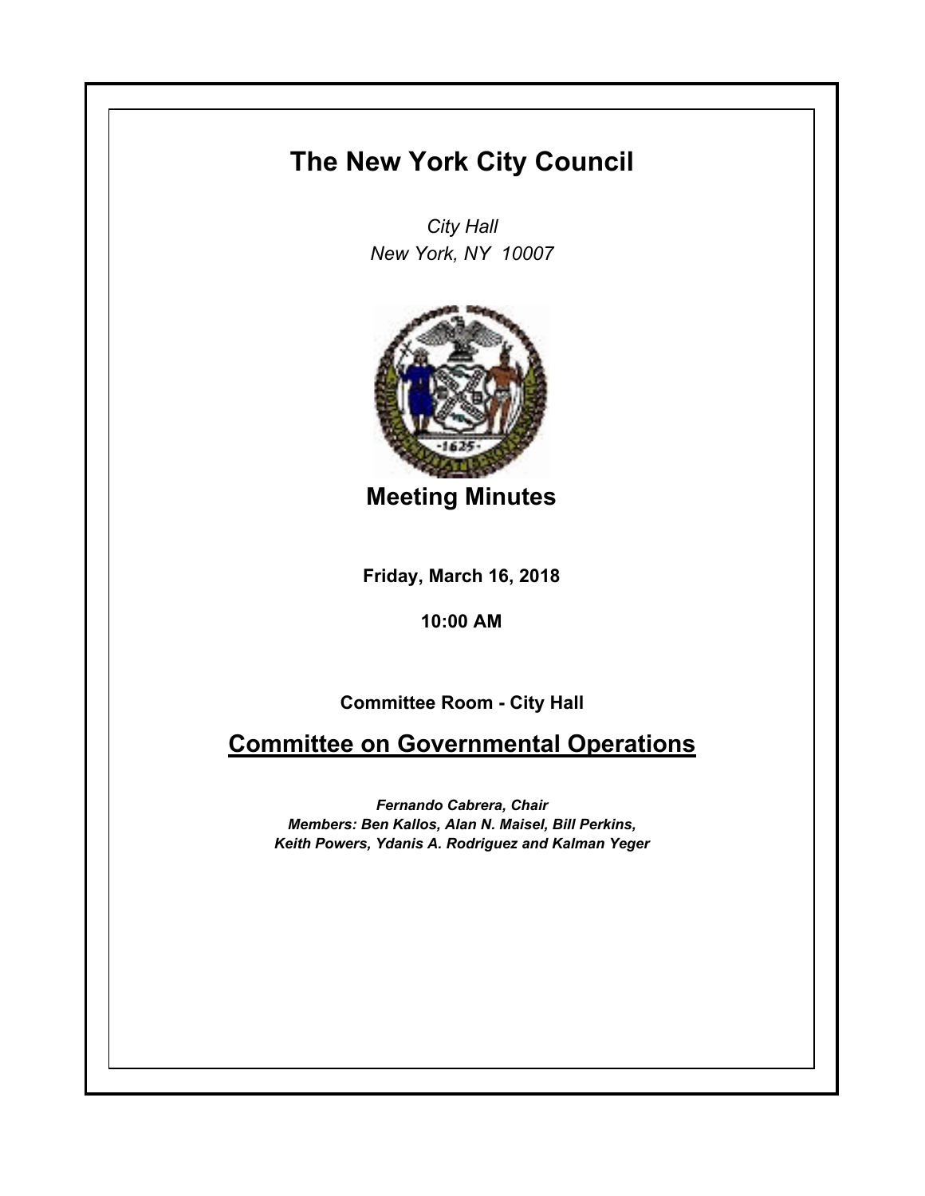# The New York City Council

*City Hall*
*New York, NY 10007*

## Meeting Minutes

**Friday, March 16, 2018**

**10:00 AM**

**Committee Room - City Hall**

## Committee on Governmental Operations

*Fernando Cabrera, Chair*
*Members: Ben Kallos, Alan N. Maisel, Bill Perkins, Keith Powers, Ydanis A. Rodriguez and Kalman Yeger*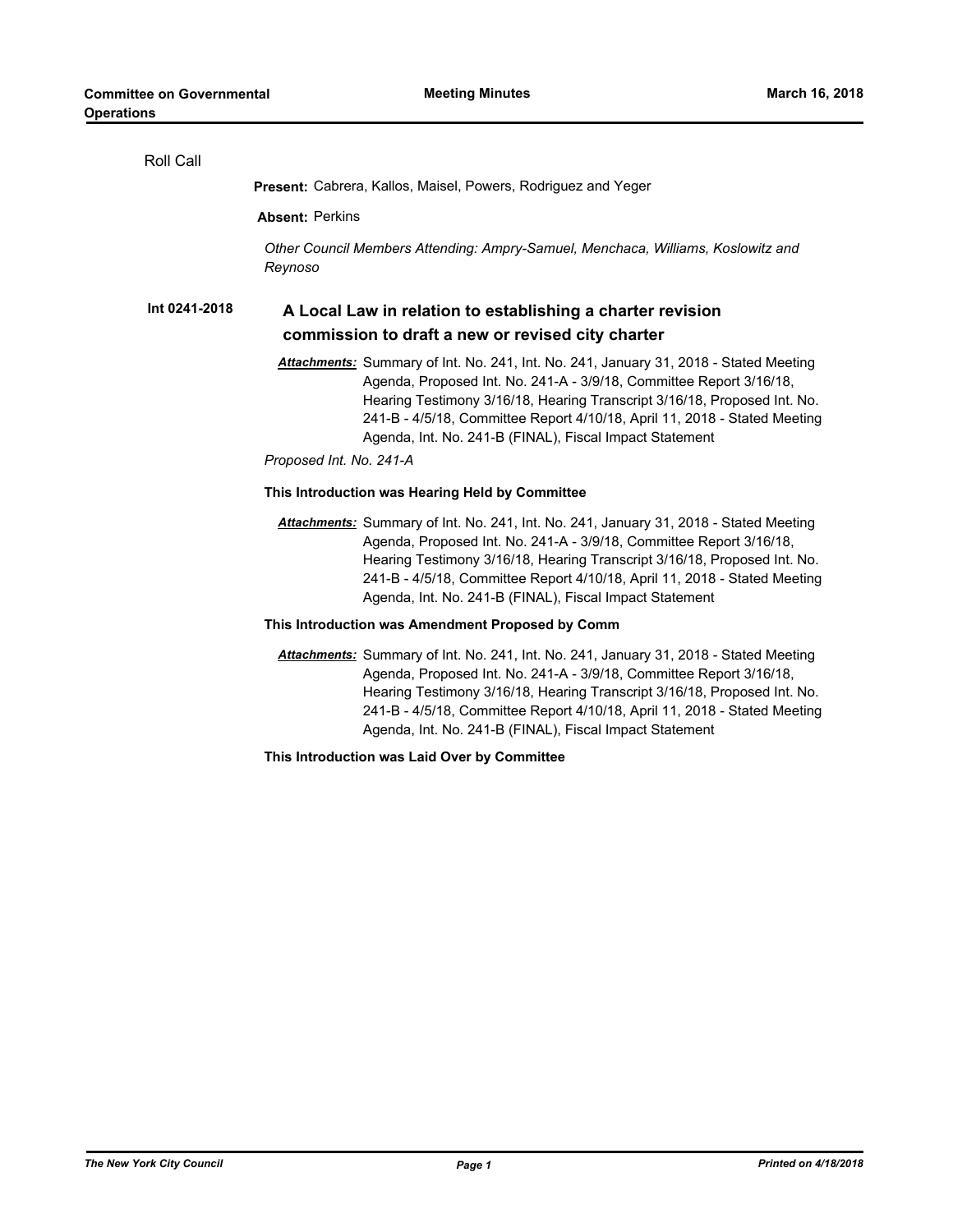Roll Call

**Present:** Cabrera, Kallos, Maisel, Powers, Rodriguez and Yeger

**Absent:** Perkins

*Other Council Members Attending: Ampry-Samuel, Menchaca, Williams, Koslowitz and Reynoso*

**Int 0241-2018**

## A Local Law in relation to establishing a charter revision commission to draft a new or revised city charter

***Attachments:*** Summary of Int. No. 241, Int. No. 241, January 31, 2018 - Stated Meeting Agenda, Proposed Int. No. 241-A - 3/9/18, Committee Report 3/16/18, Hearing Testimony 3/16/18, Hearing Transcript 3/16/18, Proposed Int. No. 241-B - 4/5/18, Committee Report 4/10/18, April 11, 2018 - Stated Meeting Agenda, Int. No. 241-B (FINAL), Fiscal Impact Statement

*Proposed Int. No. 241-A*

**This Introduction was Hearing Held by Committee**

***Attachments:*** Summary of Int. No. 241, Int. No. 241, January 31, 2018 - Stated Meeting Agenda, Proposed Int. No. 241-A - 3/9/18, Committee Report 3/16/18, Hearing Testimony 3/16/18, Hearing Transcript 3/16/18, Proposed Int. No. 241-B - 4/5/18, Committee Report 4/10/18, April 11, 2018 - Stated Meeting Agenda, Int. No. 241-B (FINAL), Fiscal Impact Statement

**This Introduction was Amendment Proposed by Comm**

***Attachments:*** Summary of Int. No. 241, Int. No. 241, January 31, 2018 - Stated Meeting Agenda, Proposed Int. No. 241-A - 3/9/18, Committee Report 3/16/18, Hearing Testimony 3/16/18, Hearing Transcript 3/16/18, Proposed Int. No. 241-B - 4/5/18, Committee Report 4/10/18, April 11, 2018 - Stated Meeting Agenda, Int. No. 241-B (FINAL), Fiscal Impact Statement

**This Introduction was Laid Over by Committee**